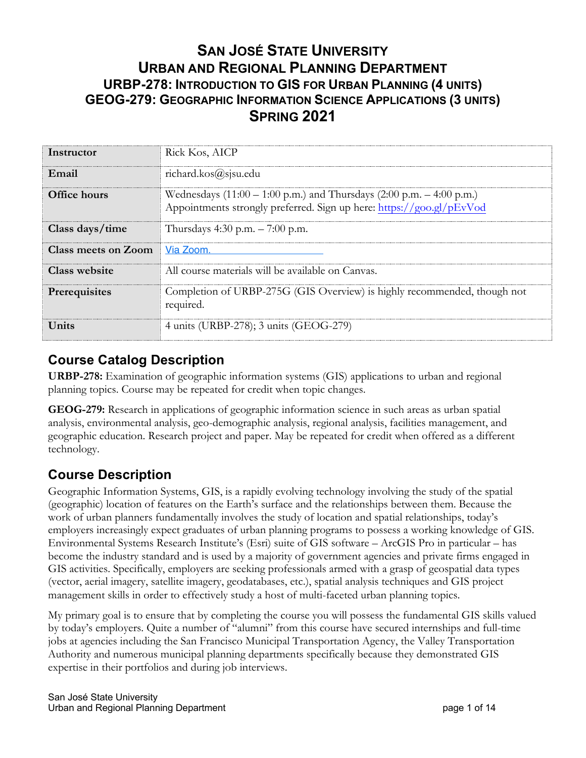# San José State University
# Urban and Regional Planning Department
## URBP-278: Introduction to GIS for Urban Planning (4 units)
## GEOG-279: Geographic Information Science Applications (3 units)
## Spring 2021

| | |
|---|---|
| **Instructor** | Rick Kos, AICP |
| **Email** | richard.kos@sjsu.edu |
| **Office hours** | Wednesdays (11:00 – 1:00 p.m.) and Thursdays (2:00 p.m. – 4:00 p.m.) Appointments strongly preferred. Sign up here: https://goo.gl/pEvVod |
| **Class days/time** | Thursdays 4:30 p.m. – 7:00 p.m. |
| **Class meets on Zoom** | Via Zoom. |
| **Class website** | All course materials will be available on Canvas. |
| **Prerequisites** | Completion of URBP-275G (GIS Overview) is highly recommended, though not required. |
| **Units** | 4 units (URBP-278); 3 units (GEOG-279) |

## Course Catalog Description

**URBP-278:** Examination of geographic information systems (GIS) applications to urban and regional planning topics. Course may be repeated for credit when topic changes.

**GEOG-279:** Research in applications of geographic information science in such areas as urban spatial analysis, environmental analysis, geo-demographic analysis, regional analysis, facilities management, and geographic education. Research project and paper. May be repeated for credit when offered as a different technology.

## Course Description

Geographic Information Systems, GIS, is a rapidly evolving technology involving the study of the spatial (geographic) location of features on the Earth's surface and the relationships between them. Because the work of urban planners fundamentally involves the study of location and spatial relationships, today's employers increasingly expect graduates of urban planning programs to possess a working knowledge of GIS. Environmental Systems Research Institute's (Esri) suite of GIS software – ArcGIS Pro in particular – has become the industry standard and is used by a majority of government agencies and private firms engaged in GIS activities. Specifically, employers are seeking professionals armed with a grasp of geospatial data types (vector, aerial imagery, satellite imagery, geodatabases, etc.), spatial analysis techniques and GIS project management skills in order to effectively study a host of multi-faceted urban planning topics.

My primary goal is to ensure that by completing the course you will possess the fundamental GIS skills valued by today's employers. Quite a number of "alumni" from this course have secured internships and full-time jobs at agencies including the San Francisco Municipal Transportation Agency, the Valley Transportation Authority and numerous municipal planning departments specifically because they demonstrated GIS expertise in their portfolios and during job interviews.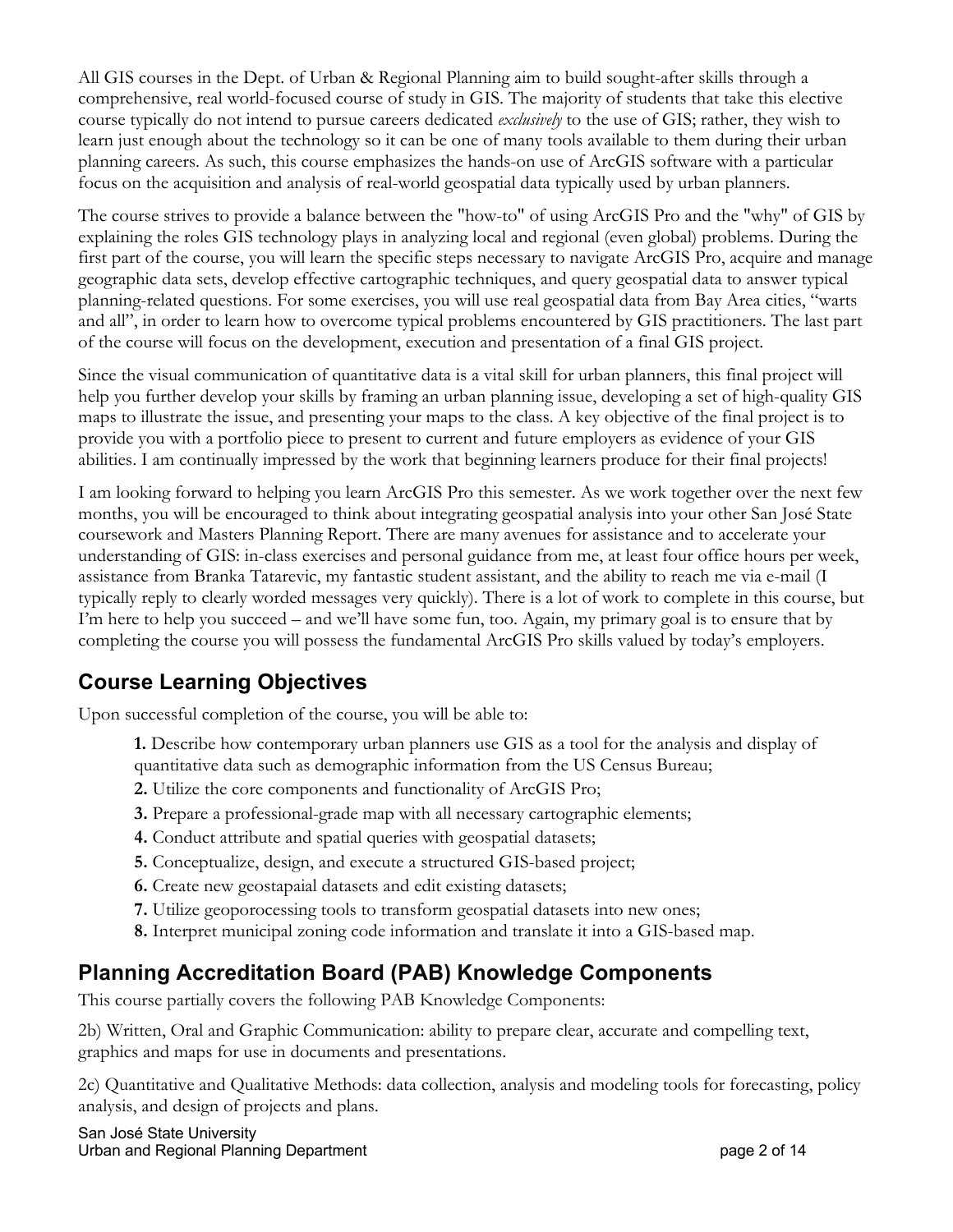All GIS courses in the Dept. of Urban & Regional Planning aim to build sought-after skills through a comprehensive, real world-focused course of study in GIS. The majority of students that take this elective course typically do not intend to pursue careers dedicated *exclusively* to the use of GIS; rather, they wish to learn just enough about the technology so it can be one of many tools available to them during their urban planning careers. As such, this course emphasizes the hands-on use of ArcGIS software with a particular focus on the acquisition and analysis of real-world geospatial data typically used by urban planners.

The course strives to provide a balance between the "how-to" of using ArcGIS Pro and the "why" of GIS by explaining the roles GIS technology plays in analyzing local and regional (even global) problems. During the first part of the course, you will learn the specific steps necessary to navigate ArcGIS Pro, acquire and manage geographic data sets, develop effective cartographic techniques, and query geospatial data to answer typical planning-related questions. For some exercises, you will use real geospatial data from Bay Area cities, "warts and all", in order to learn how to overcome typical problems encountered by GIS practitioners. The last part of the course will focus on the development, execution and presentation of a final GIS project.

Since the visual communication of quantitative data is a vital skill for urban planners, this final project will help you further develop your skills by framing an urban planning issue, developing a set of high-quality GIS maps to illustrate the issue, and presenting your maps to the class. A key objective of the final project is to provide you with a portfolio piece to present to current and future employers as evidence of your GIS abilities. I am continually impressed by the work that beginning learners produce for their final projects!

I am looking forward to helping you learn ArcGIS Pro this semester. As we work together over the next few months, you will be encouraged to think about integrating geospatial analysis into your other San José State coursework and Masters Planning Report. There are many avenues for assistance and to accelerate your understanding of GIS: in-class exercises and personal guidance from me, at least four office hours per week, assistance from Branka Tatarevic, my fantastic student assistant, and the ability to reach me via e-mail (I typically reply to clearly worded messages very quickly). There is a lot of work to complete in this course, but I'm here to help you succeed – and we'll have some fun, too. Again, my primary goal is to ensure that by completing the course you will possess the fundamental ArcGIS Pro skills valued by today's employers.

## Course Learning Objectives

Upon successful completion of the course, you will be able to:

**1.** Describe how contemporary urban planners use GIS as a tool for the analysis and display of quantitative data such as demographic information from the US Census Bureau;
**2.** Utilize the core components and functionality of ArcGIS Pro;
**3.** Prepare a professional-grade map with all necessary cartographic elements;
**4.** Conduct attribute and spatial queries with geospatial datasets;
**5.** Conceptualize, design, and execute a structured GIS-based project;
**6.** Create new geostapaial datasets and edit existing datasets;
**7.** Utilize geoporocessing tools to transform geospatial datasets into new ones;
**8.** Interpret municipal zoning code information and translate it into a GIS-based map.

## Planning Accreditation Board (PAB) Knowledge Components

This course partially covers the following PAB Knowledge Components:

2b) Written, Oral and Graphic Communication: ability to prepare clear, accurate and compelling text, graphics and maps for use in documents and presentations.

2c) Quantitative and Qualitative Methods: data collection, analysis and modeling tools for forecasting, policy analysis, and design of projects and plans.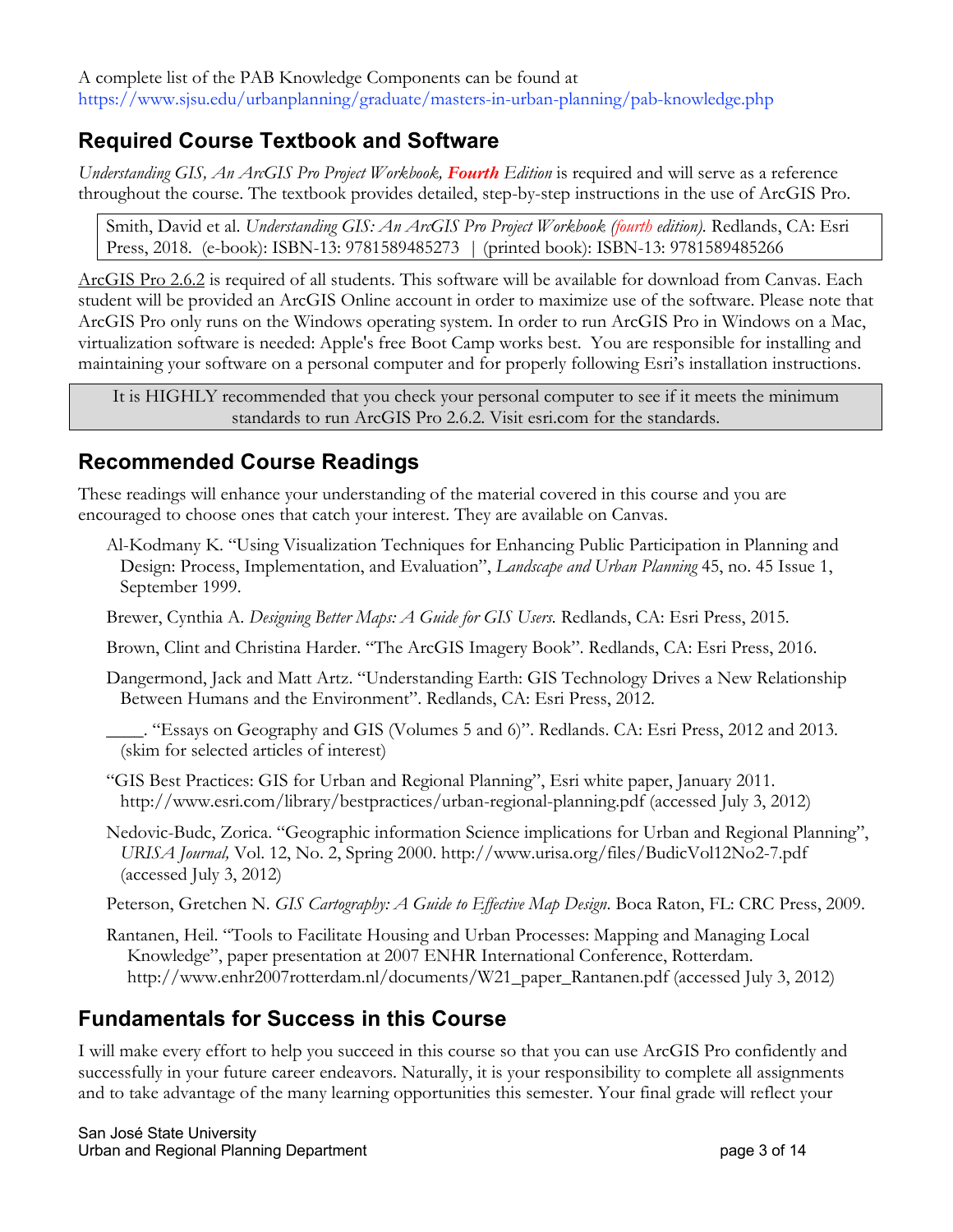A complete list of the PAB Knowledge Components can be found at https://www.sjsu.edu/urbanplanning/graduate/masters-in-urban-planning/pab-knowledge.php

## Required Course Textbook and Software

*Understanding GIS, An ArcGIS Pro Project Workbook,* ***Fourth*** *Edition* is required and will serve as a reference throughout the course. The textbook provides detailed, step-by-step instructions in the use of ArcGIS Pro.

> Smith, David et al. *Understanding GIS: An ArcGIS Pro Project Workbook (fourth edition).* Redlands, CA: Esri Press, 2018. (e-book): ISBN-13: 9781589485273 | (printed book): ISBN-13: 9781589485266

ArcGIS Pro 2.6.2 is required of all students. This software will be available for download from Canvas. Each student will be provided an ArcGIS Online account in order to maximize use of the software. Please note that ArcGIS Pro only runs on the Windows operating system. In order to run ArcGIS Pro in Windows on a Mac, virtualization software is needed: Apple's free Boot Camp works best. You are responsible for installing and maintaining your software on a personal computer and for properly following Esri's installation instructions.

> It is HIGHLY recommended that you check your personal computer to see if it meets the minimum standards to run ArcGIS Pro 2.6.2. Visit esri.com for the standards.

## Recommended Course Readings

These readings will enhance your understanding of the material covered in this course and you are encouraged to choose ones that catch your interest. They are available on Canvas.

Al-Kodmany K. "Using Visualization Techniques for Enhancing Public Participation in Planning and Design: Process, Implementation, and Evaluation", *Landscape and Urban Planning* 45, no. 45 Issue 1, September 1999.

Brewer, Cynthia A. *Designing Better Maps: A Guide for GIS Users.* Redlands, CA: Esri Press, 2015.

Brown, Clint and Christina Harder. "The ArcGIS Imagery Book". Redlands, CA: Esri Press, 2016.

Dangermond, Jack and Matt Artz. "Understanding Earth: GIS Technology Drives a New Relationship Between Humans and the Environment". Redlands, CA: Esri Press, 2012.

____. "Essays on Geography and GIS (Volumes 5 and 6)". Redlands. CA: Esri Press, 2012 and 2013. (skim for selected articles of interest)

"GIS Best Practices: GIS for Urban and Regional Planning", Esri white paper, January 2011. http://www.esri.com/library/bestpractices/urban-regional-planning.pdf (accessed July 3, 2012)

Nedovic-Budc, Zorica. "Geographic information Science implications for Urban and Regional Planning", *URISA Journal,* Vol. 12, No. 2, Spring 2000. http://www.urisa.org/files/BudicVol12No2-7.pdf (accessed July 3, 2012)

Peterson, Gretchen N. *GIS Cartography: A Guide to Effective Map Design.* Boca Raton, FL: CRC Press, 2009.

Rantanen, Heil. "Tools to Facilitate Housing and Urban Processes: Mapping and Managing Local Knowledge", paper presentation at 2007 ENHR International Conference, Rotterdam. http://www.enhr2007rotterdam.nl/documents/W21_paper_Rantanen.pdf (accessed July 3, 2012)

## Fundamentals for Success in this Course

I will make every effort to help you succeed in this course so that you can use ArcGIS Pro confidently and successfully in your future career endeavors. Naturally, it is your responsibility to complete all assignments and to take advantage of the many learning opportunities this semester. Your final grade will reflect your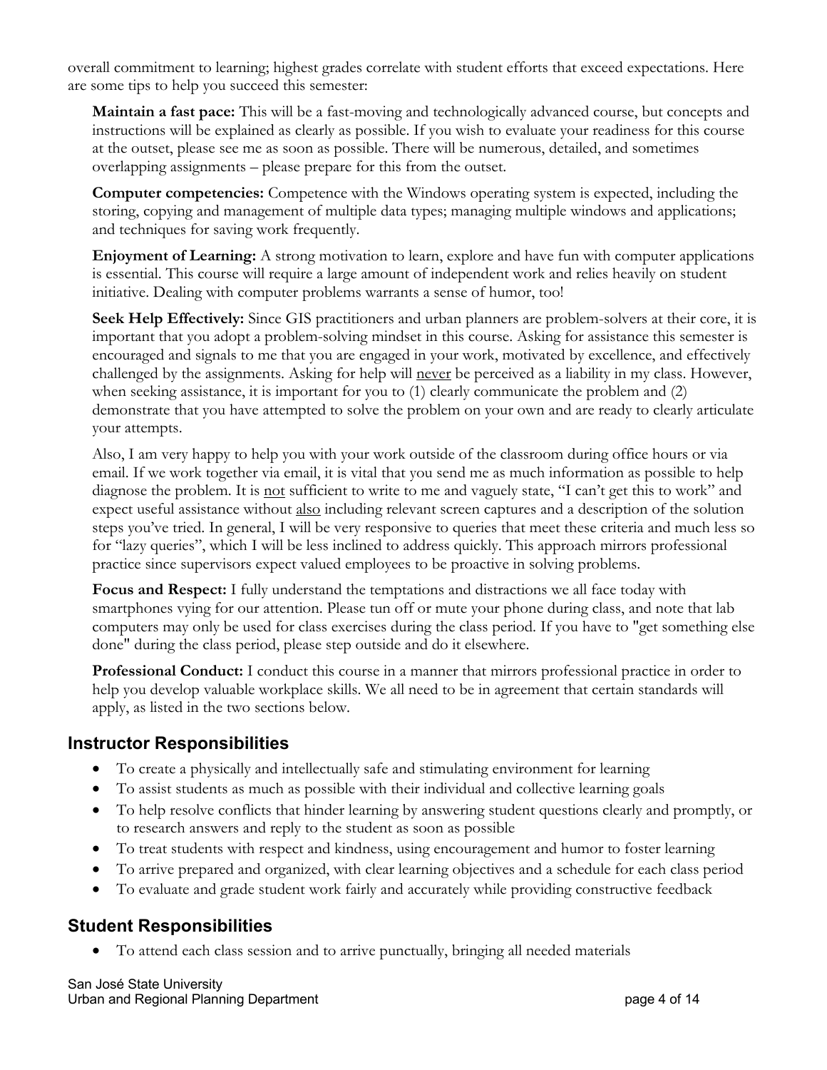overall commitment to learning; highest grades correlate with student efforts that exceed expectations. Here are some tips to help you succeed this semester:

**Maintain a fast pace:** This will be a fast-moving and technologically advanced course, but concepts and instructions will be explained as clearly as possible. If you wish to evaluate your readiness for this course at the outset, please see me as soon as possible. There will be numerous, detailed, and sometimes overlapping assignments – please prepare for this from the outset.

**Computer competencies:** Competence with the Windows operating system is expected, including the storing, copying and management of multiple data types; managing multiple windows and applications; and techniques for saving work frequently.

**Enjoyment of Learning:** A strong motivation to learn, explore and have fun with computer applications is essential. This course will require a large amount of independent work and relies heavily on student initiative. Dealing with computer problems warrants a sense of humor, too!

**Seek Help Effectively:** Since GIS practitioners and urban planners are problem-solvers at their core, it is important that you adopt a problem-solving mindset in this course. Asking for assistance this semester is encouraged and signals to me that you are engaged in your work, motivated by excellence, and effectively challenged by the assignments. Asking for help will <u>never</u> be perceived as a liability in my class. However, when seeking assistance, it is important for you to (1) clearly communicate the problem and (2) demonstrate that you have attempted to solve the problem on your own and are ready to clearly articulate your attempts.

Also, I am very happy to help you with your work outside of the classroom during office hours or via email. If we work together via email, it is vital that you send me as much information as possible to help diagnose the problem. It is <u>not</u> sufficient to write to me and vaguely state, "I can't get this to work" and expect useful assistance without <u>also</u> including relevant screen captures and a description of the solution steps you've tried. In general, I will be very responsive to queries that meet these criteria and much less so for "lazy queries", which I will be less inclined to address quickly. This approach mirrors professional practice since supervisors expect valued employees to be proactive in solving problems.

**Focus and Respect:** I fully understand the temptations and distractions we all face today with smartphones vying for our attention. Please tun off or mute your phone during class, and note that lab computers may only be used for class exercises during the class period. If you have to "get something else done" during the class period, please step outside and do it elsewhere.

**Professional Conduct:** I conduct this course in a manner that mirrors professional practice in order to help you develop valuable workplace skills. We all need to be in agreement that certain standards will apply, as listed in the two sections below.

## Instructor Responsibilities

- To create a physically and intellectually safe and stimulating environment for learning
- To assist students as much as possible with their individual and collective learning goals
- To help resolve conflicts that hinder learning by answering student questions clearly and promptly, or to research answers and reply to the student as soon as possible
- To treat students with respect and kindness, using encouragement and humor to foster learning
- To arrive prepared and organized, with clear learning objectives and a schedule for each class period
- To evaluate and grade student work fairly and accurately while providing constructive feedback

## Student Responsibilities

- To attend each class session and to arrive punctually, bringing all needed materials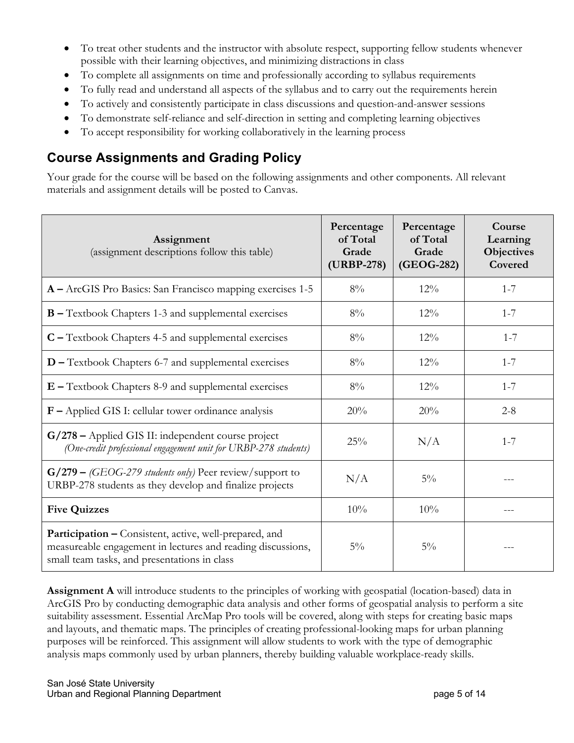- To treat other students and the instructor with absolute respect, supporting fellow students whenever possible with their learning objectives, and minimizing distractions in class
- To complete all assignments on time and professionally according to syllabus requirements
- To fully read and understand all aspects of the syllabus and to carry out the requirements herein
- To actively and consistently participate in class discussions and question-and-answer sessions
- To demonstrate self-reliance and self-direction in setting and completing learning objectives
- To accept responsibility for working collaboratively in the learning process

## Course Assignments and Grading Policy

Your grade for the course will be based on the following assignments and other components. All relevant materials and assignment details will be posted to Canvas.

| **Assignment** (assignment descriptions follow this table) | **Percentage of Total Grade (URBP-278)** | **Percentage of Total Grade (GEOG-282)** | **Course Learning Objectives Covered** |
|---|---|---|---|
| **A –** ArcGIS Pro Basics: San Francisco mapping exercises 1-5 | 8% | 12% | 1-7 |
| **B –** Textbook Chapters 1-3 and supplemental exercises | 8% | 12% | 1-7 |
| **C –** Textbook Chapters 4-5 and supplemental exercises | 8% | 12% | 1-7 |
| **D –** Textbook Chapters 6-7 and supplemental exercises | 8% | 12% | 1-7 |
| **E –** Textbook Chapters 8-9 and supplemental exercises | 8% | 12% | 1-7 |
| **F –** Applied GIS I: cellular tower ordinance analysis | 20% | 20% | 2-8 |
| **G/278 –** Applied GIS II: independent course project *(One-credit professional engagement unit for URBP-278 students)* | 25% | N/A | 1-7 |
| **G/279 –** *(GEOG-279 students only)* Peer review/support to URBP-278 students as they develop and finalize projects | N/A | 5% | --- |
| **Five Quizzes** | 10% | 10% | --- |
| **Participation –** Consistent, active, well-prepared, and measureable engagement in lectures and reading discussions, small team tasks, and presentations in class | 5% | 5% | --- |

**Assignment A** will introduce students to the principles of working with geospatial (location-based) data in ArcGIS Pro by conducting demographic data analysis and other forms of geospatial analysis to perform a site suitability assessment. Essential ArcMap Pro tools will be covered, along with steps for creating basic maps and layouts, and thematic maps. The principles of creating professional-looking maps for urban planning purposes will be reinforced. This assignment will allow students to work with the type of demographic analysis maps commonly used by urban planners, thereby building valuable workplace-ready skills.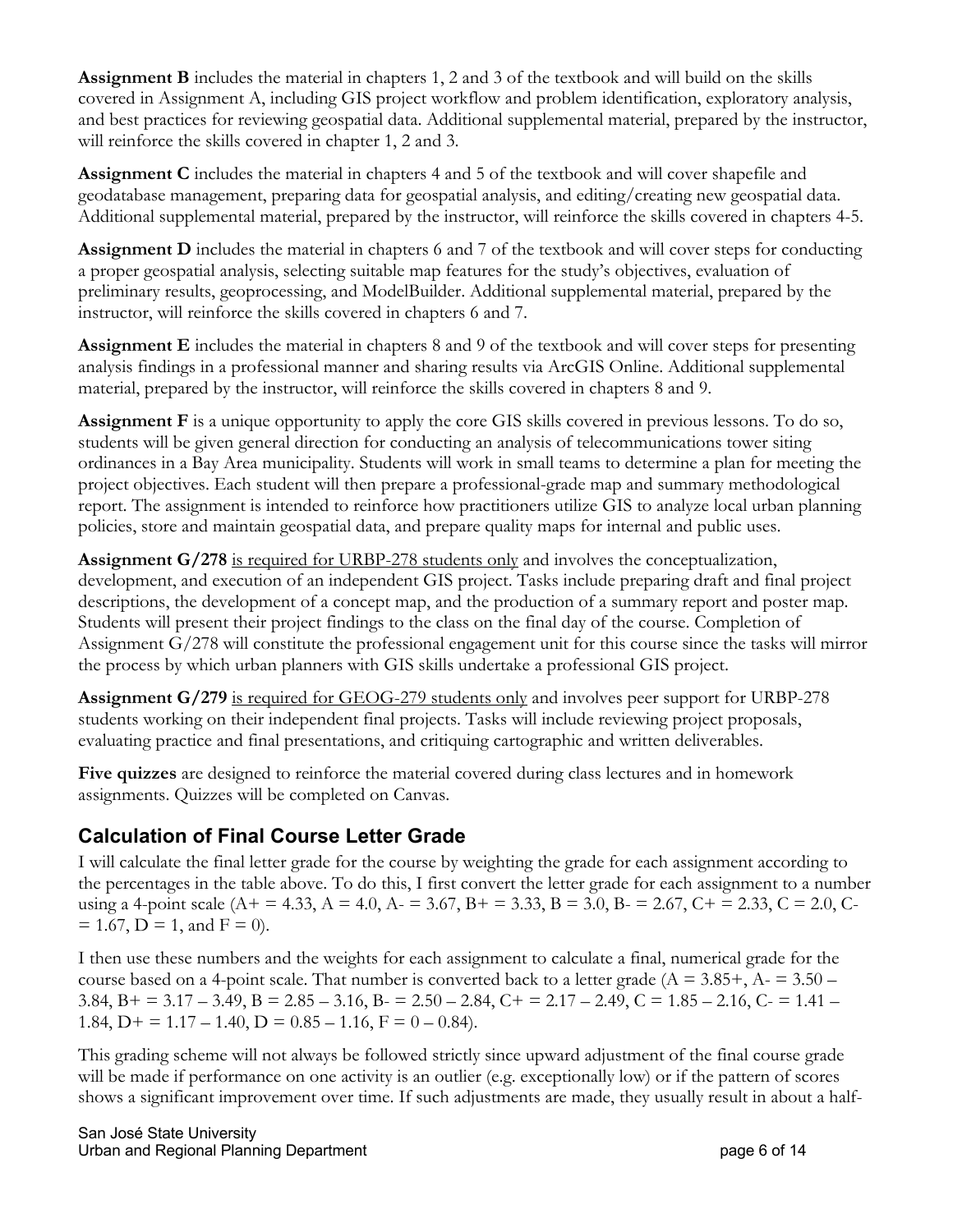**Assignment B** includes the material in chapters 1, 2 and 3 of the textbook and will build on the skills covered in Assignment A, including GIS project workflow and problem identification, exploratory analysis, and best practices for reviewing geospatial data. Additional supplemental material, prepared by the instructor, will reinforce the skills covered in chapter 1, 2 and 3.

**Assignment C** includes the material in chapters 4 and 5 of the textbook and will cover shapefile and geodatabase management, preparing data for geospatial analysis, and editing/creating new geospatial data. Additional supplemental material, prepared by the instructor, will reinforce the skills covered in chapters 4-5.

**Assignment D** includes the material in chapters 6 and 7 of the textbook and will cover steps for conducting a proper geospatial analysis, selecting suitable map features for the study's objectives, evaluation of preliminary results, geoprocessing, and ModelBuilder. Additional supplemental material, prepared by the instructor, will reinforce the skills covered in chapters 6 and 7.

**Assignment E** includes the material in chapters 8 and 9 of the textbook and will cover steps for presenting analysis findings in a professional manner and sharing results via ArcGIS Online. Additional supplemental material, prepared by the instructor, will reinforce the skills covered in chapters 8 and 9.

**Assignment F** is a unique opportunity to apply the core GIS skills covered in previous lessons. To do so, students will be given general direction for conducting an analysis of telecommunications tower siting ordinances in a Bay Area municipality. Students will work in small teams to determine a plan for meeting the project objectives. Each student will then prepare a professional-grade map and summary methodological report. The assignment is intended to reinforce how practitioners utilize GIS to analyze local urban planning policies, store and maintain geospatial data, and prepare quality maps for internal and public uses.

**Assignment G/278** <u>is required for URBP-278 students only</u> and involves the conceptualization, development, and execution of an independent GIS project. Tasks include preparing draft and final project descriptions, the development of a concept map, and the production of a summary report and poster map. Students will present their project findings to the class on the final day of the course. Completion of Assignment G/278 will constitute the professional engagement unit for this course since the tasks will mirror the process by which urban planners with GIS skills undertake a professional GIS project.

**Assignment G/279** <u>is required for GEOG-279 students only</u> and involves peer support for URBP-278 students working on their independent final projects. Tasks will include reviewing project proposals, evaluating practice and final presentations, and critiquing cartographic and written deliverables.

**Five quizzes** are designed to reinforce the material covered during class lectures and in homework assignments. Quizzes will be completed on Canvas.

## Calculation of Final Course Letter Grade

I will calculate the final letter grade for the course by weighting the grade for each assignment according to the percentages in the table above. To do this, I first convert the letter grade for each assignment to a number using a 4-point scale (A+ = 4.33, A = 4.0, A- = 3.67, B+ = 3.33, B = 3.0, B- = 2.67, C+ = 2.33, C = 2.0, C- = 1.67, D = 1, and F = 0).

I then use these numbers and the weights for each assignment to calculate a final, numerical grade for the course based on a 4-point scale. That number is converted back to a letter grade (A = 3.85+, A- = 3.50 – 3.84, B+ = 3.17 – 3.49, B = 2.85 – 3.16, B- = 2.50 – 2.84, C+ = 2.17 – 2.49, C = 1.85 – 2.16, C- = 1.41 – 1.84, D+ = 1.17 – 1.40, D = 0.85 – 1.16, F = 0 – 0.84).

This grading scheme will not always be followed strictly since upward adjustment of the final course grade will be made if performance on one activity is an outlier (e.g. exceptionally low) or if the pattern of scores shows a significant improvement over time. If such adjustments are made, they usually result in about a half-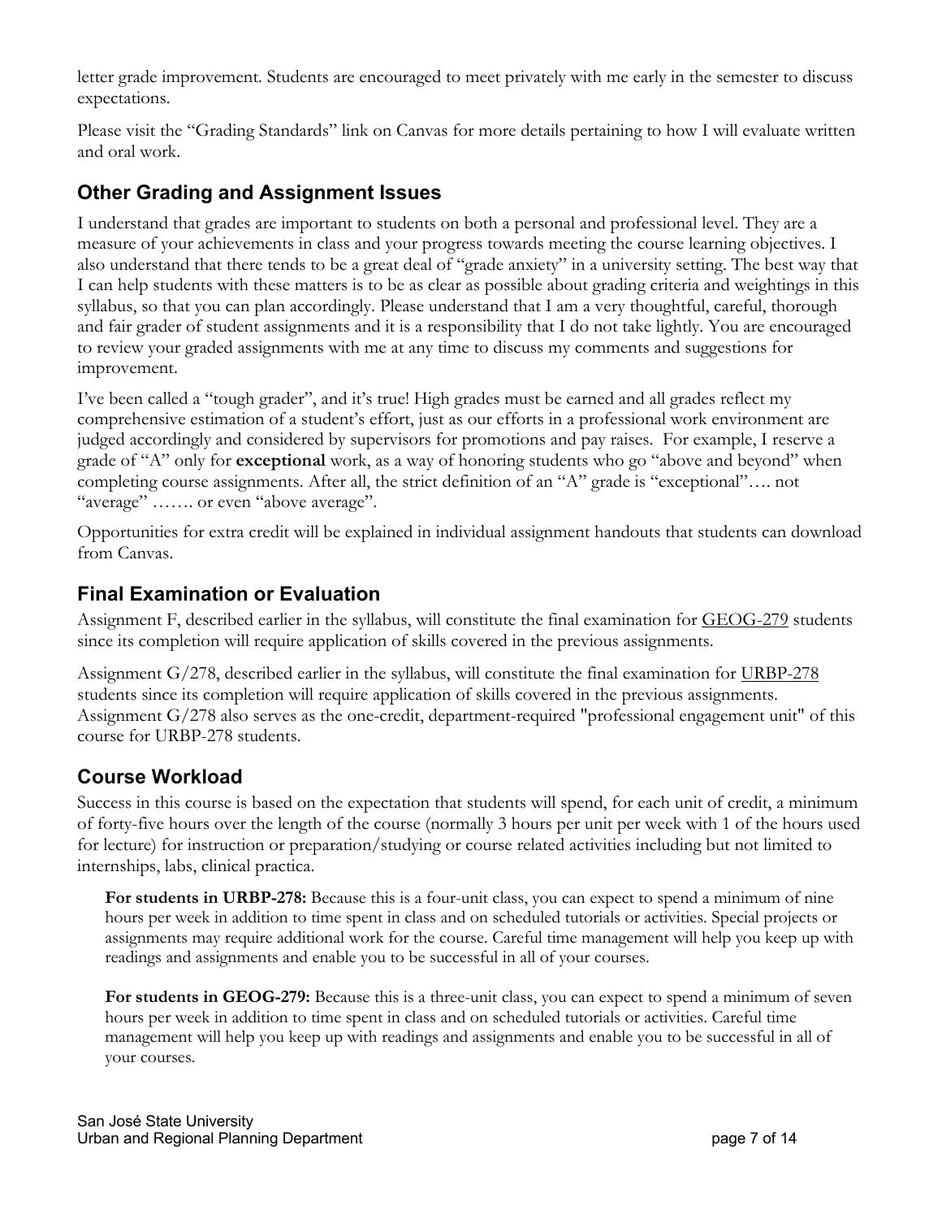letter grade improvement. Students are encouraged to meet privately with me early in the semester to discuss expectations.

Please visit the "Grading Standards" link on Canvas for more details pertaining to how I will evaluate written and oral work.

## Other Grading and Assignment Issues

I understand that grades are important to students on both a personal and professional level. They are a measure of your achievements in class and your progress towards meeting the course learning objectives. I also understand that there tends to be a great deal of "grade anxiety" in a university setting. The best way that I can help students with these matters is to be as clear as possible about grading criteria and weightings in this syllabus, so that you can plan accordingly. Please understand that I am a very thoughtful, careful, thorough and fair grader of student assignments and it is a responsibility that I do not take lightly. You are encouraged to review your graded assignments with me at any time to discuss my comments and suggestions for improvement.

I've been called a "tough grader", and it's true! High grades must be earned and all grades reflect my comprehensive estimation of a student's effort, just as our efforts in a professional work environment are judged accordingly and considered by supervisors for promotions and pay raises. For example, I reserve a grade of "A" only for **exceptional** work, as a way of honoring students who go "above and beyond" when completing course assignments. After all, the strict definition of an "A" grade is "exceptional"…. not "average" ……. or even "above average".

Opportunities for extra credit will be explained in individual assignment handouts that students can download from Canvas.

## Final Examination or Evaluation

Assignment F, described earlier in the syllabus, will constitute the final examination for GEOG-279 students since its completion will require application of skills covered in the previous assignments.

Assignment G/278, described earlier in the syllabus, will constitute the final examination for URBP-278 students since its completion will require application of skills covered in the previous assignments. Assignment G/278 also serves as the one-credit, department-required "professional engagement unit" of this course for URBP-278 students.

## Course Workload

Success in this course is based on the expectation that students will spend, for each unit of credit, a minimum of forty-five hours over the length of the course (normally 3 hours per unit per week with 1 of the hours used for lecture) for instruction or preparation/studying or course related activities including but not limited to internships, labs, clinical practica.

**For students in URBP-278:** Because this is a four-unit class, you can expect to spend a minimum of nine hours per week in addition to time spent in class and on scheduled tutorials or activities. Special projects or assignments may require additional work for the course. Careful time management will help you keep up with readings and assignments and enable you to be successful in all of your courses.

**For students in GEOG-279:** Because this is a three-unit class, you can expect to spend a minimum of seven hours per week in addition to time spent in class and on scheduled tutorials or activities. Careful time management will help you keep up with readings and assignments and enable you to be successful in all of your courses.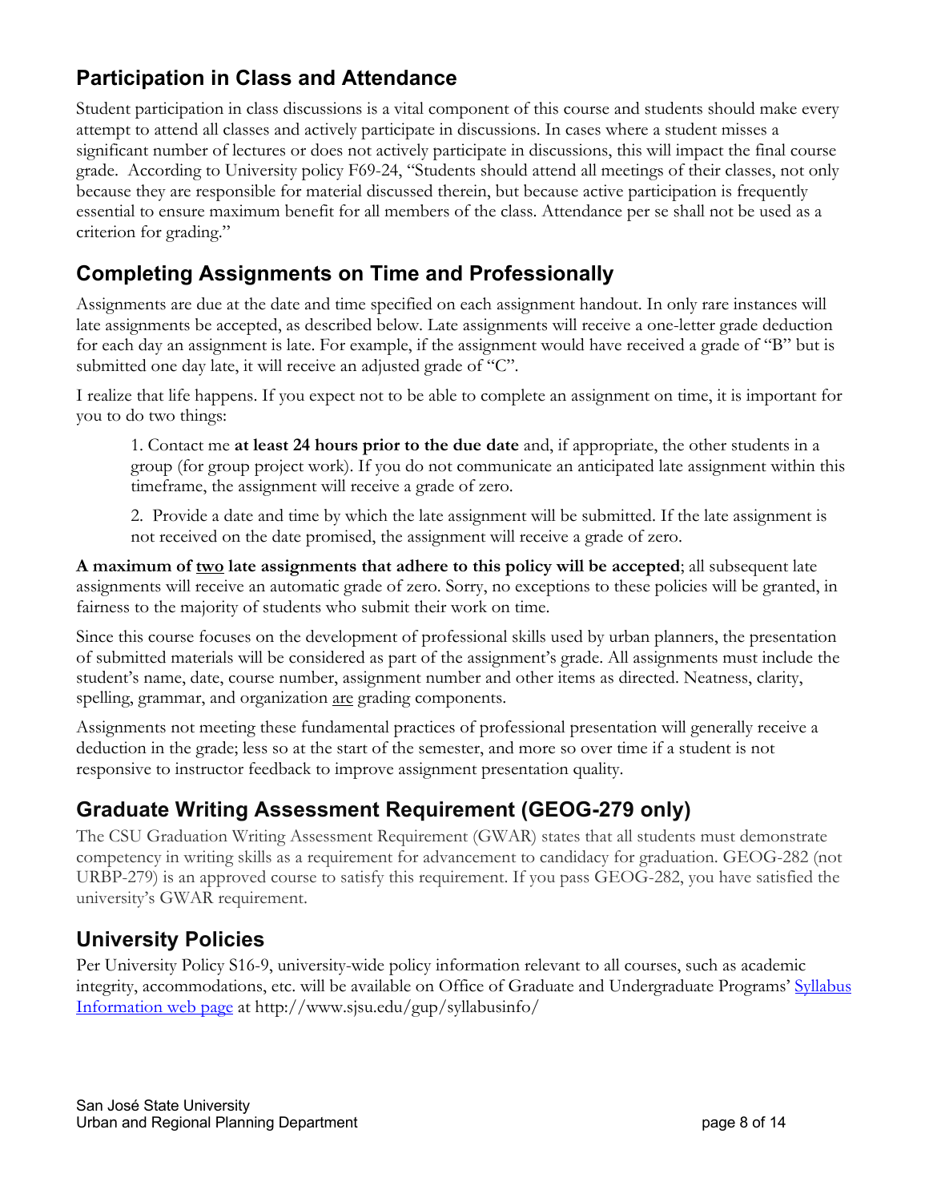## Participation in Class and Attendance

Student participation in class discussions is a vital component of this course and students should make every attempt to attend all classes and actively participate in discussions. In cases where a student misses a significant number of lectures or does not actively participate in discussions, this will impact the final course grade. According to University policy F69-24, "Students should attend all meetings of their classes, not only because they are responsible for material discussed therein, but because active participation is frequently essential to ensure maximum benefit for all members of the class. Attendance per se shall not be used as a criterion for grading."

## Completing Assignments on Time and Professionally

Assignments are due at the date and time specified on each assignment handout. In only rare instances will late assignments be accepted, as described below. Late assignments will receive a one-letter grade deduction for each day an assignment is late. For example, if the assignment would have received a grade of "B" but is submitted one day late, it will receive an adjusted grade of "C".

I realize that life happens. If you expect not to be able to complete an assignment on time, it is important for you to do two things:

> 1. Contact me **at least 24 hours prior to the due date** and, if appropriate, the other students in a group (for group project work). If you do not communicate an anticipated late assignment within this timeframe, the assignment will receive a grade of zero.
>
> 2. Provide a date and time by which the late assignment will be submitted. If the late assignment is not received on the date promised, the assignment will receive a grade of zero.

**A maximum of <u>two</u> late assignments that adhere to this policy will be accepted**; all subsequent late assignments will receive an automatic grade of zero. Sorry, no exceptions to these policies will be granted, in fairness to the majority of students who submit their work on time.

Since this course focuses on the development of professional skills used by urban planners, the presentation of submitted materials will be considered as part of the assignment's grade. All assignments must include the student's name, date, course number, assignment number and other items as directed. Neatness, clarity, spelling, grammar, and organization <u>are</u> grading components.

Assignments not meeting these fundamental practices of professional presentation will generally receive a deduction in the grade; less so at the start of the semester, and more so over time if a student is not responsive to instructor feedback to improve assignment presentation quality.

## Graduate Writing Assessment Requirement (GEOG-279 only)

The CSU Graduation Writing Assessment Requirement (GWAR) states that all students must demonstrate competency in writing skills as a requirement for advancement to candidacy for graduation. GEOG-282 (not URBP-279) is an approved course to satisfy this requirement. If you pass GEOG-282, you have satisfied the university's GWAR requirement.

## University Policies

Per University Policy S16-9, university-wide policy information relevant to all courses, such as academic integrity, accommodations, etc. will be available on Office of Graduate and Undergraduate Programs' [Syllabus Information web page](http://www.sjsu.edu/gup/syllabusinfo/) at http://www.sjsu.edu/gup/syllabusinfo/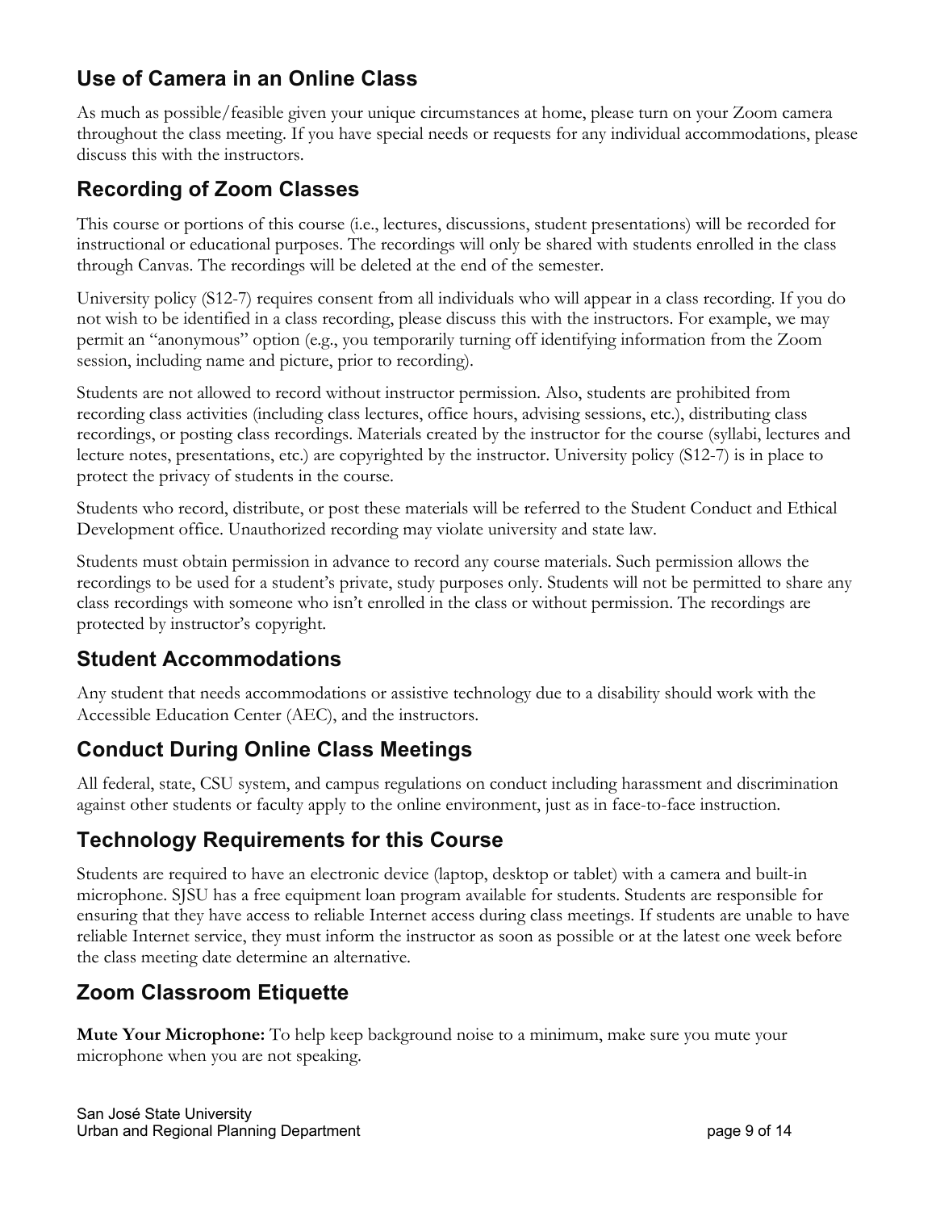## Use of Camera in an Online Class

As much as possible/feasible given your unique circumstances at home, please turn on your Zoom camera throughout the class meeting. If you have special needs or requests for any individual accommodations, please discuss this with the instructors.

## Recording of Zoom Classes

This course or portions of this course (i.e., lectures, discussions, student presentations) will be recorded for instructional or educational purposes. The recordings will only be shared with students enrolled in the class through Canvas. The recordings will be deleted at the end of the semester.

University policy (S12-7) requires consent from all individuals who will appear in a class recording. If you do not wish to be identified in a class recording, please discuss this with the instructors. For example, we may permit an "anonymous" option (e.g., you temporarily turning off identifying information from the Zoom session, including name and picture, prior to recording).

Students are not allowed to record without instructor permission. Also, students are prohibited from recording class activities (including class lectures, office hours, advising sessions, etc.), distributing class recordings, or posting class recordings. Materials created by the instructor for the course (syllabi, lectures and lecture notes, presentations, etc.) are copyrighted by the instructor. University policy (S12-7) is in place to protect the privacy of students in the course.

Students who record, distribute, or post these materials will be referred to the Student Conduct and Ethical Development office. Unauthorized recording may violate university and state law.

Students must obtain permission in advance to record any course materials. Such permission allows the recordings to be used for a student's private, study purposes only. Students will not be permitted to share any class recordings with someone who isn't enrolled in the class or without permission. The recordings are protected by instructor's copyright.

## Student Accommodations

Any student that needs accommodations or assistive technology due to a disability should work with the Accessible Education Center (AEC), and the instructors.

## Conduct During Online Class Meetings

All federal, state, CSU system, and campus regulations on conduct including harassment and discrimination against other students or faculty apply to the online environment, just as in face-to-face instruction.

## Technology Requirements for this Course

Students are required to have an electronic device (laptop, desktop or tablet) with a camera and built-in microphone. SJSU has a free equipment loan program available for students. Students are responsible for ensuring that they have access to reliable Internet access during class meetings. If students are unable to have reliable Internet service, they must inform the instructor as soon as possible or at the latest one week before the class meeting date determine an alternative.

## Zoom Classroom Etiquette

**Mute Your Microphone:** To help keep background noise to a minimum, make sure you mute your microphone when you are not speaking.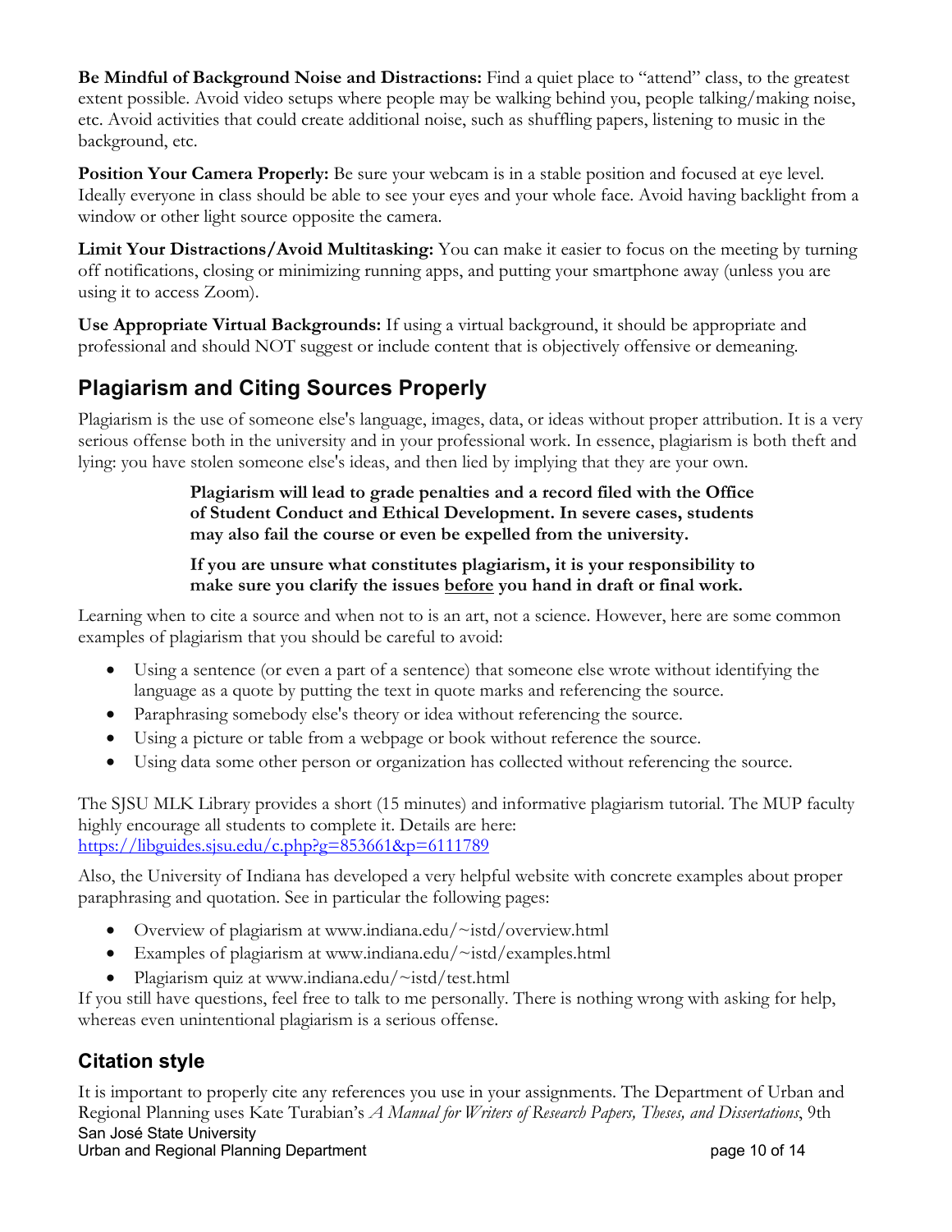**Be Mindful of Background Noise and Distractions:** Find a quiet place to "attend" class, to the greatest extent possible. Avoid video setups where people may be walking behind you, people talking/making noise, etc. Avoid activities that could create additional noise, such as shuffling papers, listening to music in the background, etc.

**Position Your Camera Properly:** Be sure your webcam is in a stable position and focused at eye level. Ideally everyone in class should be able to see your eyes and your whole face. Avoid having backlight from a window or other light source opposite the camera.

**Limit Your Distractions/Avoid Multitasking:** You can make it easier to focus on the meeting by turning off notifications, closing or minimizing running apps, and putting your smartphone away (unless you are using it to access Zoom).

**Use Appropriate Virtual Backgrounds:** If using a virtual background, it should be appropriate and professional and should NOT suggest or include content that is objectively offensive or demeaning.

## Plagiarism and Citing Sources Properly

Plagiarism is the use of someone else's language, images, data, or ideas without proper attribution. It is a very serious offense both in the university and in your professional work. In essence, plagiarism is both theft and lying: you have stolen someone else's ideas, and then lied by implying that they are your own.

> **Plagiarism will lead to grade penalties and a record filed with the Office of Student Conduct and Ethical Development. In severe cases, students may also fail the course or even be expelled from the university.**
>
> **If you are unsure what constitutes plagiarism, it is your responsibility to make sure you clarify the issues before you hand in draft or final work.**

Learning when to cite a source and when not to is an art, not a science. However, here are some common examples of plagiarism that you should be careful to avoid:

- Using a sentence (or even a part of a sentence) that someone else wrote without identifying the language as a quote by putting the text in quote marks and referencing the source.
- Paraphrasing somebody else's theory or idea without referencing the source.
- Using a picture or table from a webpage or book without reference the source.
- Using data some other person or organization has collected without referencing the source.

The SJSU MLK Library provides a short (15 minutes) and informative plagiarism tutorial. The MUP faculty highly encourage all students to complete it. Details are here: https://libguides.sjsu.edu/c.php?g=853661&p=6111789

Also, the University of Indiana has developed a very helpful website with concrete examples about proper paraphrasing and quotation. See in particular the following pages:

- Overview of plagiarism at www.indiana.edu/~istd/overview.html
- Examples of plagiarism at www.indiana.edu/~istd/examples.html
- Plagiarism quiz at www.indiana.edu/~istd/test.html

If you still have questions, feel free to talk to me personally. There is nothing wrong with asking for help, whereas even unintentional plagiarism is a serious offense.

## Citation style

It is important to properly cite any references you use in your assignments. The Department of Urban and Regional Planning uses Kate Turabian's *A Manual for Writers of Research Papers, Theses, and Dissertations*, 9th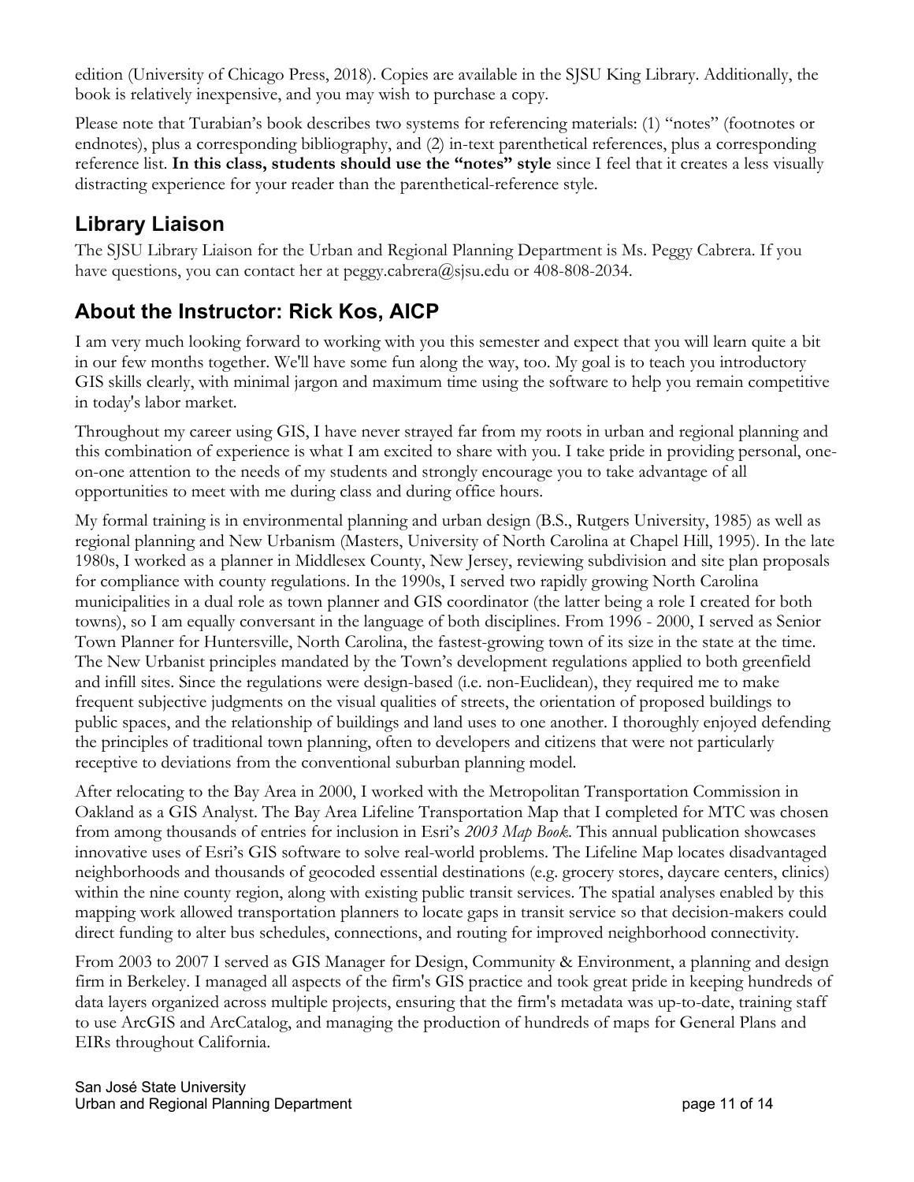edition (University of Chicago Press, 2018). Copies are available in the SJSU King Library. Additionally, the book is relatively inexpensive, and you may wish to purchase a copy.

Please note that Turabian's book describes two systems for referencing materials: (1) "notes" (footnotes or endnotes), plus a corresponding bibliography, and (2) in-text parenthetical references, plus a corresponding reference list. **In this class, students should use the "notes" style** since I feel that it creates a less visually distracting experience for your reader than the parenthetical-reference style.

## Library Liaison

The SJSU Library Liaison for the Urban and Regional Planning Department is Ms. Peggy Cabrera. If you have questions, you can contact her at peggy.cabrera@sjsu.edu or 408-808-2034.

## About the Instructor: Rick Kos, AICP

I am very much looking forward to working with you this semester and expect that you will learn quite a bit in our few months together. We'll have some fun along the way, too. My goal is to teach you introductory GIS skills clearly, with minimal jargon and maximum time using the software to help you remain competitive in today's labor market.

Throughout my career using GIS, I have never strayed far from my roots in urban and regional planning and this combination of experience is what I am excited to share with you. I take pride in providing personal, one-on-one attention to the needs of my students and strongly encourage you to take advantage of all opportunities to meet with me during class and during office hours.

My formal training is in environmental planning and urban design (B.S., Rutgers University, 1985) as well as regional planning and New Urbanism (Masters, University of North Carolina at Chapel Hill, 1995). In the late 1980s, I worked as a planner in Middlesex County, New Jersey, reviewing subdivision and site plan proposals for compliance with county regulations. In the 1990s, I served two rapidly growing North Carolina municipalities in a dual role as town planner and GIS coordinator (the latter being a role I created for both towns), so I am equally conversant in the language of both disciplines. From 1996 - 2000, I served as Senior Town Planner for Huntersville, North Carolina, the fastest-growing town of its size in the state at the time. The New Urbanist principles mandated by the Town's development regulations applied to both greenfield and infill sites. Since the regulations were design-based (i.e. non-Euclidean), they required me to make frequent subjective judgments on the visual qualities of streets, the orientation of proposed buildings to public spaces, and the relationship of buildings and land uses to one another. I thoroughly enjoyed defending the principles of traditional town planning, often to developers and citizens that were not particularly receptive to deviations from the conventional suburban planning model.

After relocating to the Bay Area in 2000, I worked with the Metropolitan Transportation Commission in Oakland as a GIS Analyst. The Bay Area Lifeline Transportation Map that I completed for MTC was chosen from among thousands of entries for inclusion in Esri's *2003 Map Book*. This annual publication showcases innovative uses of Esri's GIS software to solve real-world problems. The Lifeline Map locates disadvantaged neighborhoods and thousands of geocoded essential destinations (e.g. grocery stores, daycare centers, clinics) within the nine county region, along with existing public transit services. The spatial analyses enabled by this mapping work allowed transportation planners to locate gaps in transit service so that decision-makers could direct funding to alter bus schedules, connections, and routing for improved neighborhood connectivity.

From 2003 to 2007 I served as GIS Manager for Design, Community & Environment, a planning and design firm in Berkeley. I managed all aspects of the firm's GIS practice and took great pride in keeping hundreds of data layers organized across multiple projects, ensuring that the firm's metadata was up-to-date, training staff to use ArcGIS and ArcCatalog, and managing the production of hundreds of maps for General Plans and EIRs throughout California.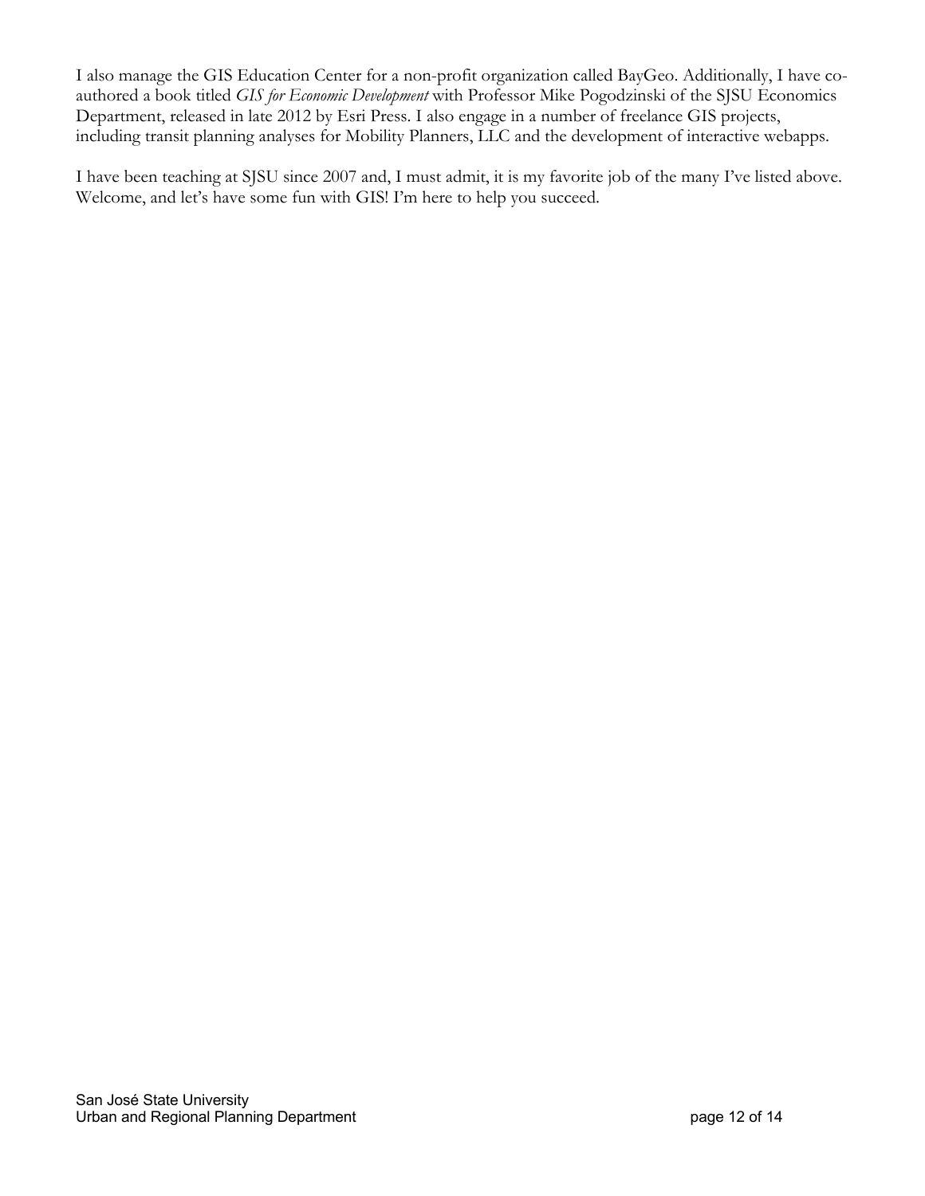I also manage the GIS Education Center for a non-profit organization called BayGeo. Additionally, I have co-authored a book titled *GIS for Economic Development* with Professor Mike Pogodzinski of the SJSU Economics Department, released in late 2012 by Esri Press. I also engage in a number of freelance GIS projects, including transit planning analyses for Mobility Planners, LLC and the development of interactive webapps.

I have been teaching at SJSU since 2007 and, I must admit, it is my favorite job of the many I've listed above. Welcome, and let's have some fun with GIS! I'm here to help you succeed.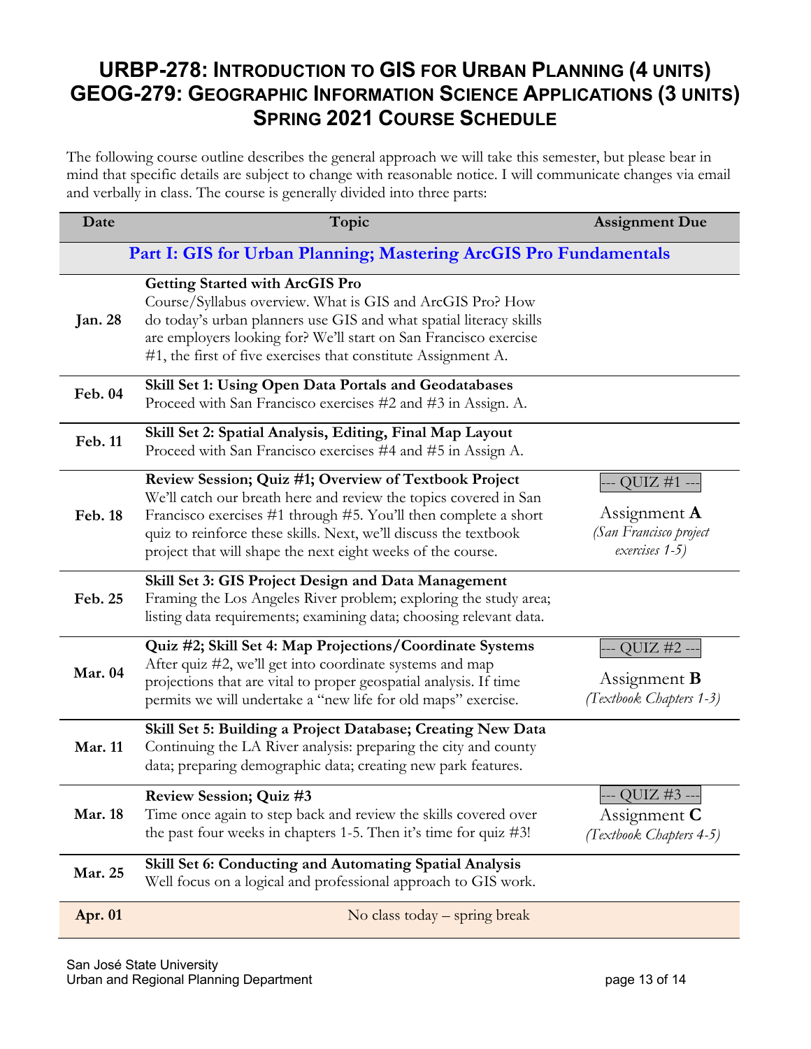# URBP-278: Introduction to GIS for Urban Planning (4 units)
# GEOG-279: Geographic Information Science Applications (3 units)
# Spring 2021 Course Schedule

The following course outline describes the general approach we will take this semester, but please bear in mind that specific details are subject to change with reasonable notice. I will communicate changes via email and verbally in class. The course is generally divided into three parts:

| Date | Topic | Assignment Due |
|---|---|---|
| | **Part I: GIS for Urban Planning; Mastering ArcGIS Pro Fundamentals** | |
| **Jan. 28** | **Getting Started with ArcGIS Pro**<br>Course/Syllabus overview. What is GIS and ArcGIS Pro? How do today's urban planners use GIS and what spatial literacy skills are employers looking for? We'll start on San Francisco exercise #1, the first of five exercises that constitute Assignment A. | |
| **Feb. 04** | **Skill Set 1: Using Open Data Portals and Geodatabases**<br>Proceed with San Francisco exercises #2 and #3 in Assign. A. | |
| **Feb. 11** | **Skill Set 2: Spatial Analysis, Editing, Final Map Layout**<br>Proceed with San Francisco exercises #4 and #5 in Assign A. | |
| **Feb. 18** | **Review Session; Quiz #1; Overview of Textbook Project**<br>We'll catch our breath here and review the topics covered in San Francisco exercises #1 through #5. You'll then complete a short quiz to reinforce these skills. Next, we'll discuss the textbook project that will shape the next eight weeks of the course. | --- QUIZ #1 ---<br>Assignment **A**<br>*(San Francisco project exercises 1-5)* |
| **Feb. 25** | **Skill Set 3: GIS Project Design and Data Management**<br>Framing the Los Angeles River problem; exploring the study area; listing data requirements; examining data; choosing relevant data. | |
| **Mar. 04** | **Quiz #2; Skill Set 4: Map Projections/Coordinate Systems**<br>After quiz #2, we'll get into coordinate systems and map projections that are vital to proper geospatial analysis. If time permits we will undertake a "new life for old maps" exercise. | --- QUIZ #2 ---<br>Assignment **B**<br>*(Textbook Chapters 1-3)* |
| **Mar. 11** | **Skill Set 5: Building a Project Database; Creating New Data**<br>Continuing the LA River analysis: preparing the city and county data; preparing demographic data; creating new park features. | |
| **Mar. 18** | **Review Session; Quiz #3**<br>Time once again to step back and review the skills covered over the past four weeks in chapters 1-5. Then it's time for quiz #3! | --- QUIZ #3 ---<br>Assignment **C**<br>*(Textbook Chapters 4-5)* |
| **Mar. 25** | **Skill Set 6: Conducting and Automating Spatial Analysis**<br>Well focus on a logical and professional approach to GIS work. | |
| **Apr. 01** | No class today – spring break | |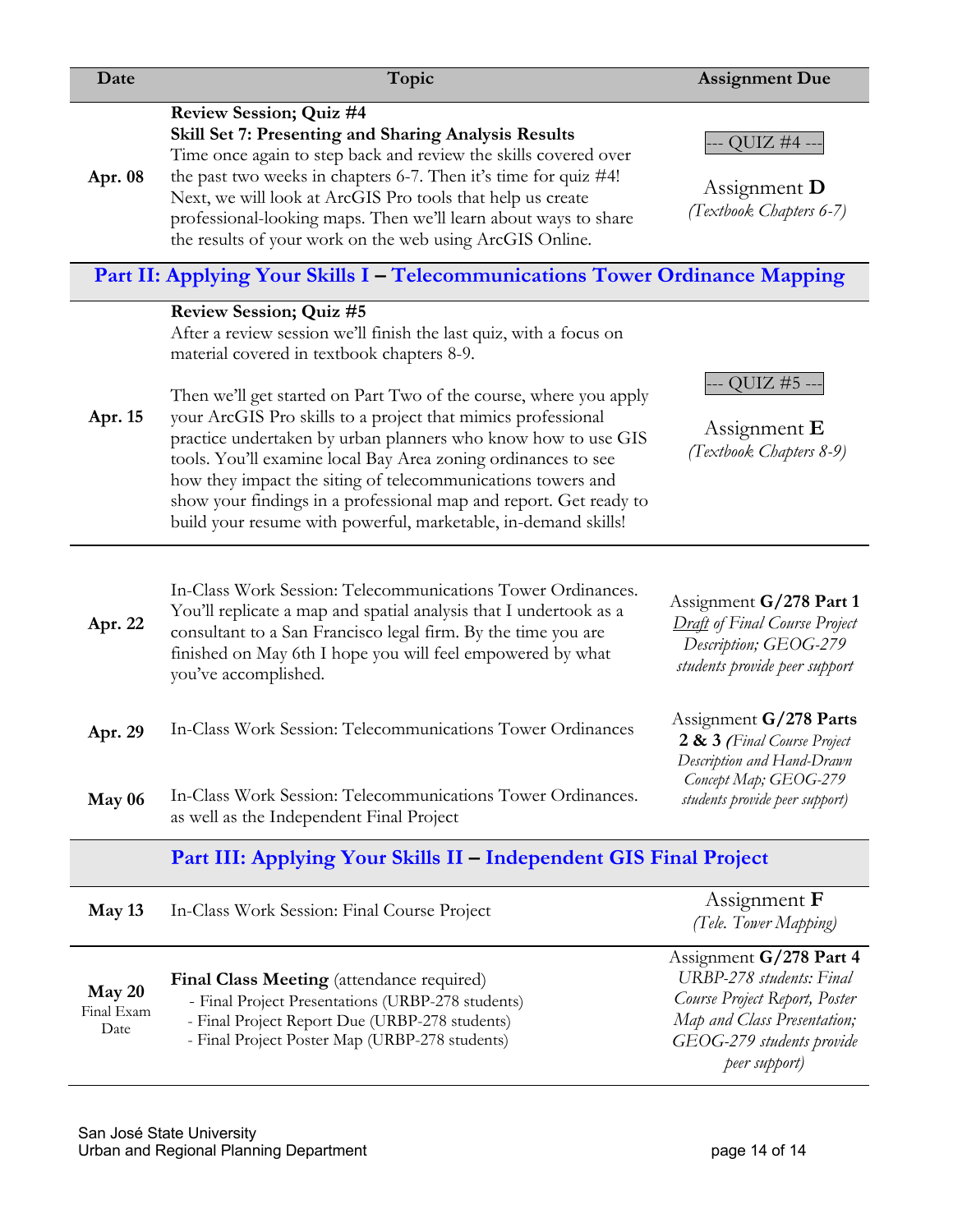| Date | Topic | Assignment Due |
| --- | --- | --- |
| **Apr. 08** | **Review Session; Quiz #4** **Skill Set 7: Presenting and Sharing Analysis Results** Time once again to step back and review the skills covered over the past two weeks in chapters 6-7. Then it's time for quiz #4! Next, we will look at ArcGIS Pro tools that help us create professional-looking maps. Then we'll learn about ways to share the results of your work on the web using ArcGIS Online. | --- QUIZ #4 --- Assignment **D** *(Textbook Chapters 6-7)* |
| | **Part II: Applying Your Skills I – Telecommunications Tower Ordinance Mapping** | |
| **Apr. 15** | **Review Session; Quiz #5** After a review session we'll finish the last quiz, with a focus on material covered in textbook chapters 8-9. Then we'll get started on Part Two of the course, where you apply your ArcGIS Pro skills to a project that mimics professional practice undertaken by urban planners who know how to use GIS tools. You'll examine local Bay Area zoning ordinances to see how they impact the siting of telecommunications towers and show your findings in a professional map and report. Get ready to build your resume with powerful, marketable, in-demand skills! | --- QUIZ #5 --- Assignment **E** *(Textbook Chapters 8-9)* |
| **Apr. 22** | In-Class Work Session: Telecommunications Tower Ordinances. You'll replicate a map and spatial analysis that I undertook as a consultant to a San Francisco legal firm. By the time you are finished on May 6th I hope you will feel empowered by what you've accomplished. | Assignment **G/278 Part 1** *Draft of Final Course Project Description; GEOG-279 students provide peer support* |
| **Apr. 29** | In-Class Work Session: Telecommunications Tower Ordinances | Assignment **G/278 Parts 2 & 3** *(Final Course Project Description and Hand-Drawn Concept Map; GEOG-279 students provide peer support)* |
| **May 06** | In-Class Work Session: Telecommunications Tower Ordinances. as well as the Independent Final Project | |
| | **Part III: Applying Your Skills II – Independent GIS Final Project** | |
| **May 13** | In-Class Work Session: Final Course Project | Assignment **F** *(Tele. Tower Mapping)* |
| **May 20** Final Exam Date | **Final Class Meeting** (attendance required) - Final Project Presentations (URBP-278 students) - Final Project Report Due (URBP-278 students) - Final Project Poster Map (URBP-278 students) | Assignment **G/278 Part 4** *URBP-278 students: Final Course Project Report, Poster Map and Class Presentation; GEOG-279 students provide peer support)* |

San José State University
Urban and Regional Planning Department